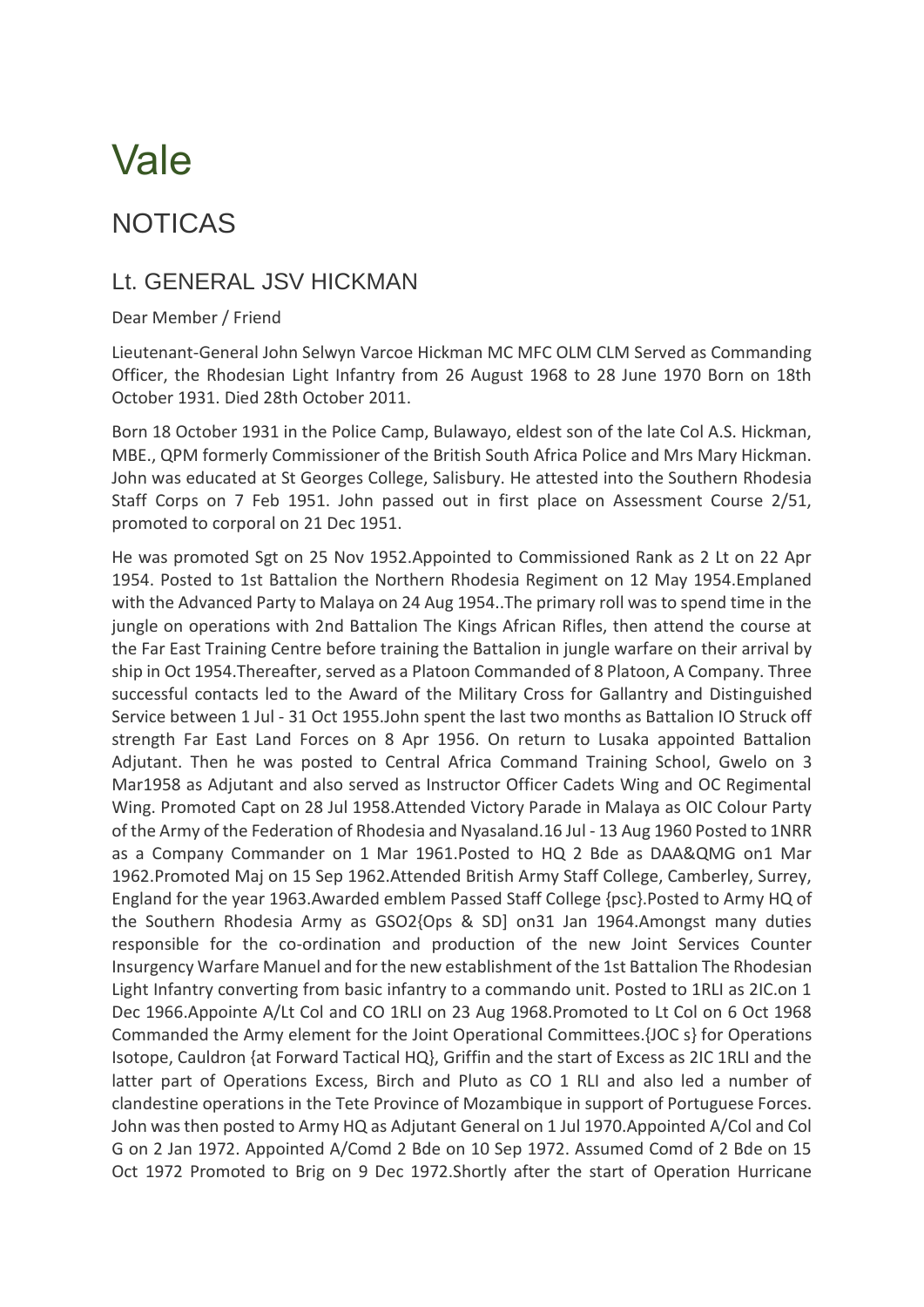# Vale

## NOTICAS

### Lt. GENERAL JSV HICKMAN

Dear Member / Friend

Lieutenant-General John Selwyn Varcoe Hickman MC MFC OLM CLM Served as Commanding Officer, the Rhodesian Light Infantry from 26 August 1968 to 28 June 1970 Born on 18th October 1931. Died 28th October 2011.

Born 18 October 1931 in the Police Camp, Bulawayo, eldest son of the late Col A.S. Hickman, MBE., QPM formerly Commissioner of the British South Africa Police and Mrs Mary Hickman. John was educated at St Georges College, Salisbury. He attested into the Southern Rhodesia Staff Corps on 7 Feb 1951. John passed out in first place on Assessment Course 2/51, promoted to corporal on 21 Dec 1951.

He was promoted Sgt on 25 Nov 1952.Appointed to Commissioned Rank as 2 Lt on 22 Apr 1954. Posted to 1st Battalion the Northern Rhodesia Regiment on 12 May 1954.Emplaned with the Advanced Party to Malaya on 24 Aug 1954..The primary roll was to spend time in the jungle on operations with 2nd Battalion The Kings African Rifles, then attend the course at the Far East Training Centre before training the Battalion in jungle warfare on their arrival by ship in Oct 1954.Thereafter, served as a Platoon Commanded of 8 Platoon, A Company. Three successful contacts led to the Award of the Military Cross for Gallantry and Distinguished Service between 1 Jul - 31 Oct 1955.John spent the last two months as Battalion IO Struck off strength Far East Land Forces on 8 Apr 1956. On return to Lusaka appointed Battalion Adjutant. Then he was posted to Central Africa Command Training School, Gwelo on 3 Mar1958 as Adjutant and also served as Instructor Officer Cadets Wing and OC Regimental Wing. Promoted Capt on 28 Jul 1958.Attended Victory Parade in Malaya as OIC Colour Party of the Army of the Federation of Rhodesia and Nyasaland.16 Jul - 13 Aug 1960 Posted to 1NRR as a Company Commander on 1 Mar 1961.Posted to HQ 2 Bde as DAA&QMG on1 Mar 1962.Promoted Maj on 15 Sep 1962.Attended British Army Staff College, Camberley, Surrey, England for the year 1963.Awarded emblem Passed Staff College {psc}.Posted to Army HQ of the Southern Rhodesia Army as GSO2{Ops & SD] on31 Jan 1964.Amongst many duties responsible for the co-ordination and production of the new Joint Services Counter Insurgency Warfare Manuel and for the new establishment of the 1st Battalion The Rhodesian Light Infantry converting from basic infantry to a commando unit. Posted to 1RLI as 2IC.on 1 Dec 1966.Appointe A/Lt Col and CO 1RLI on 23 Aug 1968.Promoted to Lt Col on 6 Oct 1968 Commanded the Army element for the Joint Operational Committees.{JOC s} for Operations Isotope, Cauldron {at Forward Tactical HQ}, Griffin and the start of Excess as 2IC 1RLI and the latter part of Operations Excess, Birch and Pluto as CO 1 RLI and also led a number of clandestine operations in the Tete Province of Mozambique in support of Portuguese Forces. John was then posted to Army HQ as Adjutant General on 1 Jul 1970.Appointed A/Col and Col G on 2 Jan 1972. Appointed A/Comd 2 Bde on 10 Sep 1972. Assumed Comd of 2 Bde on 15 Oct 1972 Promoted to Brig on 9 Dec 1972.Shortly after the start of Operation Hurricane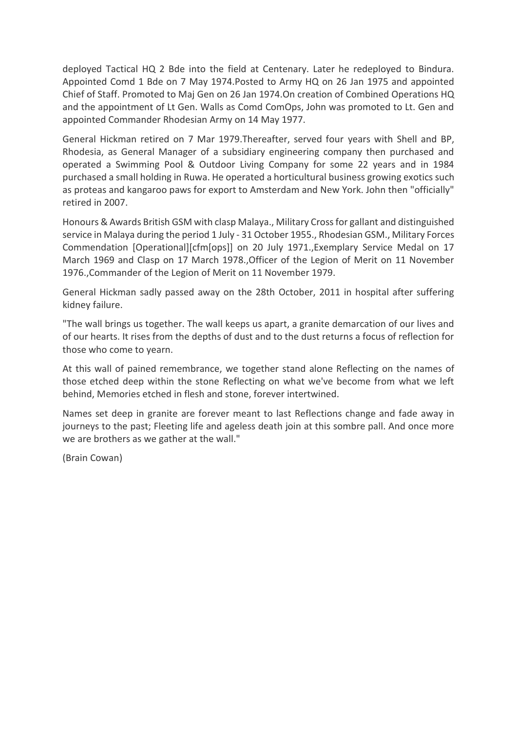deployed Tactical HQ 2 Bde into the field at Centenary. Later he redeployed to Bindura. Appointed Comd 1 Bde on 7 May 1974.Posted to Army HQ on 26 Jan 1975 and appointed Chief of Staff. Promoted to Maj Gen on 26 Jan 1974.On creation of Combined Operations HQ and the appointment of Lt Gen. Walls as Comd ComOps, John was promoted to Lt. Gen and appointed Commander Rhodesian Army on 14 May 1977.

General Hickman retired on 7 Mar 1979.Thereafter, served four years with Shell and BP, Rhodesia, as General Manager of a subsidiary engineering company then purchased and operated a Swimming Pool & Outdoor Living Company for some 22 years and in 1984 purchased a small holding in Ruwa. He operated a horticultural business growing exotics such as proteas and kangaroo paws for export to Amsterdam and New York. John then "officially" retired in 2007.

Honours & Awards British GSM with clasp Malaya., Military Cross for gallant and distinguished service in Malaya during the period 1 July - 31 October 1955., Rhodesian GSM., Military Forces Commendation [Operational][cfm[ops]] on 20 July 1971.,Exemplary Service Medal on 17 March 1969 and Clasp on 17 March 1978.,Officer of the Legion of Merit on 11 November 1976.,Commander of the Legion of Merit on 11 November 1979.

General Hickman sadly passed away on the 28th October, 2011 in hospital after suffering kidney failure.

"The wall brings us together. The wall keeps us apart, a granite demarcation of our lives and of our hearts. It rises from the depths of dust and to the dust returns a focus of reflection for those who come to yearn.

At this wall of pained remembrance, we together stand alone Reflecting on the names of those etched deep within the stone Reflecting on what we've become from what we left behind, Memories etched in flesh and stone, forever intertwined.

Names set deep in granite are forever meant to last Reflections change and fade away in journeys to the past; Fleeting life and ageless death join at this sombre pall. And once more we are brothers as we gather at the wall."

(Brain Cowan)